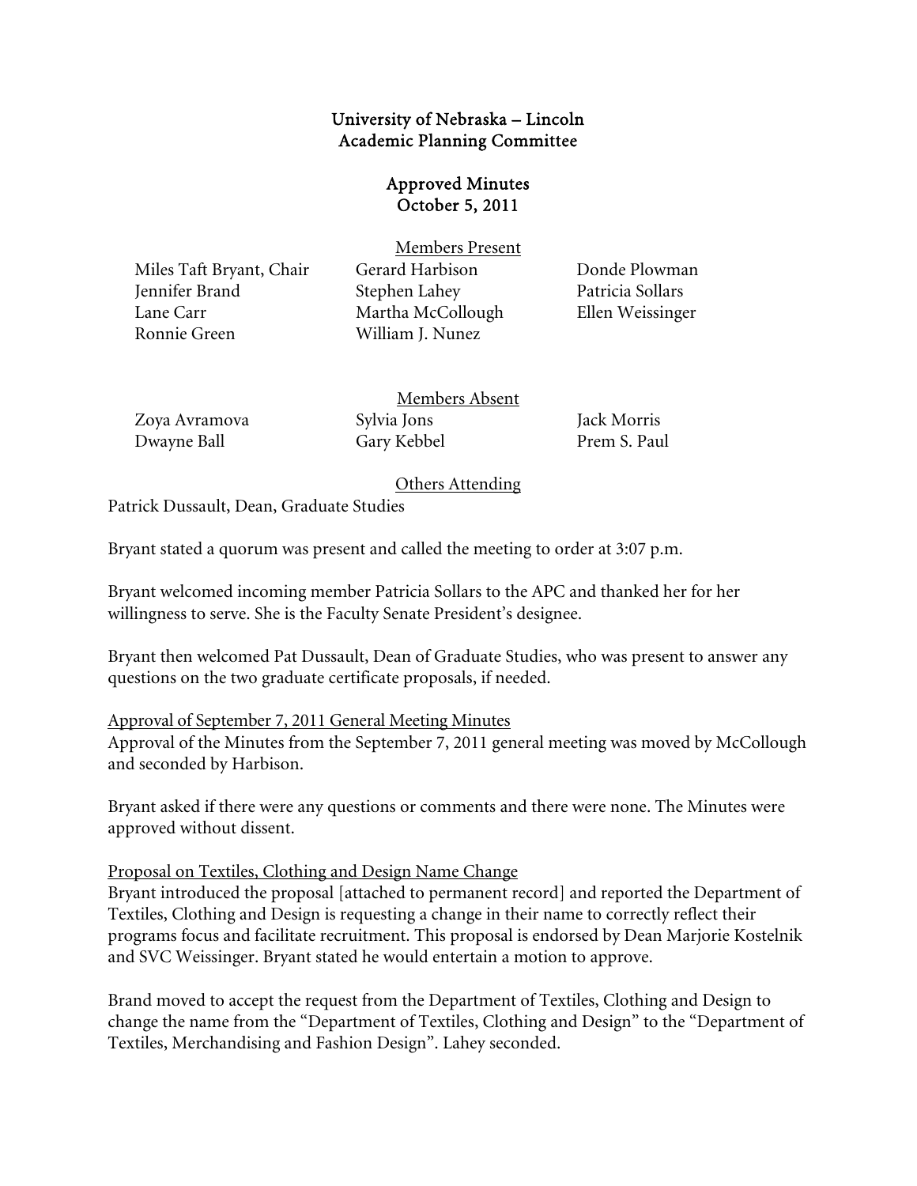# University of Nebraska – Lincoln
## Academic Planning Committee

### Approved Minutes
### October 5, 2011

Members Present

| | | |
|---|---|---|
| Miles Taft Bryant, Chair | Gerard Harbison | Donde Plowman |
| Jennifer Brand | Stephen Lahey | Patricia Sollars |
| Lane Carr | Martha McCollough | Ellen Weissinger |
| Ronnie Green | William J. Nunez | |

Members Absent

| | | |
|---|---|---|
| Zoya Avramova | Sylvia Jons | Jack Morris |
| Dwayne Ball | Gary Kebbel | Prem S. Paul |

Others Attending

Patrick Dussault, Dean, Graduate Studies

Bryant stated a quorum was present and called the meeting to order at 3:07 p.m.

Bryant welcomed incoming member Patricia Sollars to the APC and thanked her for her willingness to serve. She is the Faculty Senate President's designee.

Bryant then welcomed Pat Dussault, Dean of Graduate Studies, who was present to answer any questions on the two graduate certificate proposals, if needed.

Approval of September 7, 2011 General Meeting Minutes

Approval of the Minutes from the September 7, 2011 general meeting was moved by McCollough and seconded by Harbison.

Bryant asked if there were any questions or comments and there were none. The Minutes were approved without dissent.

Proposal on Textiles, Clothing and Design Name Change

Bryant introduced the proposal [attached to permanent record] and reported the Department of Textiles, Clothing and Design is requesting a change in their name to correctly reflect their programs focus and facilitate recruitment. This proposal is endorsed by Dean Marjorie Kostelnik and SVC Weissinger. Bryant stated he would entertain a motion to approve.

Brand moved to accept the request from the Department of Textiles, Clothing and Design to change the name from the "Department of Textiles, Clothing and Design" to the "Department of Textiles, Merchandising and Fashion Design". Lahey seconded.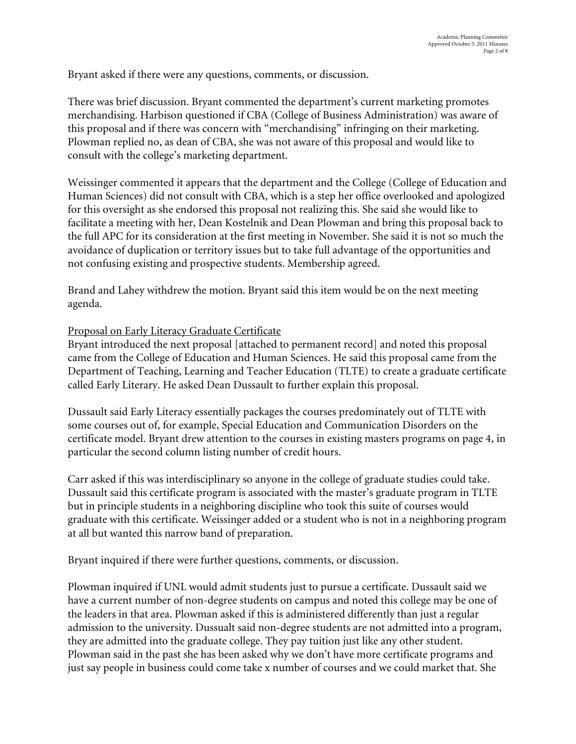Bryant asked if there were any questions, comments, or discussion.

There was brief discussion. Bryant commented the department's current marketing promotes merchandising. Harbison questioned if CBA (College of Business Administration) was aware of this proposal and if there was concern with "merchandising" infringing on their marketing. Plowman replied no, as dean of CBA, she was not aware of this proposal and would like to consult with the college's marketing department.

Weissinger commented it appears that the department and the College (College of Education and Human Sciences) did not consult with CBA, which is a step her office overlooked and apologized for this oversight as she endorsed this proposal not realizing this. She said she would like to facilitate a meeting with her, Dean Kostelnik and Dean Plowman and bring this proposal back to the full APC for its consideration at the first meeting in November. She said it is not so much the avoidance of duplication or territory issues but to take full advantage of the opportunities and not confusing existing and prospective students. Membership agreed.

Brand and Lahey withdrew the motion. Bryant said this item would be on the next meeting agenda.

<u>Proposal on Early Literacy Graduate Certificate</u>

Bryant introduced the next proposal [attached to permanent record] and noted this proposal came from the College of Education and Human Sciences. He said this proposal came from the Department of Teaching, Learning and Teacher Education (TLTE) to create a graduate certificate called Early Literary. He asked Dean Dussault to further explain this proposal.

Dussault said Early Literacy essentially packages the courses predominately out of TLTE with some courses out of, for example, Special Education and Communication Disorders on the certificate model. Bryant drew attention to the courses in existing masters programs on page 4, in particular the second column listing number of credit hours.

Carr asked if this was interdisciplinary so anyone in the college of graduate studies could take. Dussault said this certificate program is associated with the master's graduate program in TLTE but in principle students in a neighboring discipline who took this suite of courses would graduate with this certificate. Weissinger added or a student who is not in a neighboring program at all but wanted this narrow band of preparation.

Bryant inquired if there were further questions, comments, or discussion.

Plowman inquired if UNL would admit students just to pursue a certificate. Dussault said we have a current number of non-degree students on campus and noted this college may be one of the leaders in that area. Plowman asked if this is administered differently than just a regular admission to the university. Dussualt said non-degree students are not admitted into a program, they are admitted into the graduate college. They pay tuition just like any other student. Plowman said in the past she has been asked why we don't have more certificate programs and just say people in business could come take x number of courses and we could market that. She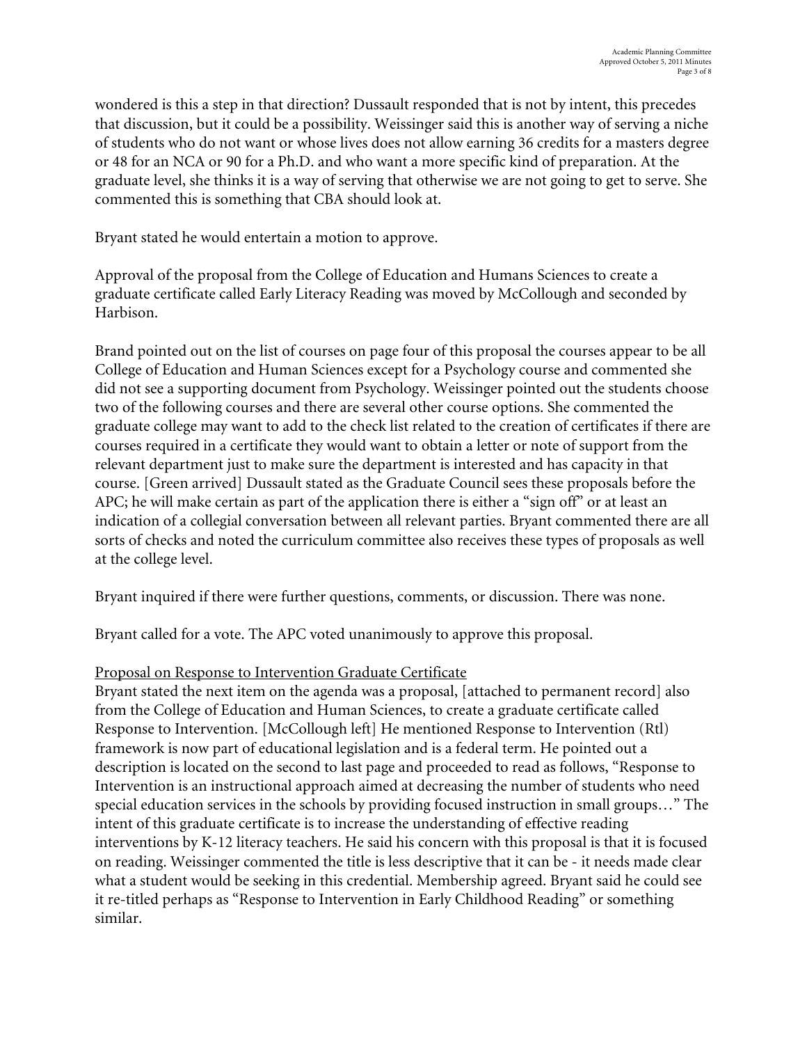wondered is this a step in that direction? Dussault responded that is not by intent, this precedes that discussion, but it could be a possibility. Weissinger said this is another way of serving a niche of students who do not want or whose lives does not allow earning 36 credits for a masters degree or 48 for an NCA or 90 for a Ph.D. and who want a more specific kind of preparation. At the graduate level, she thinks it is a way of serving that otherwise we are not going to get to serve. She commented this is something that CBA should look at.

Bryant stated he would entertain a motion to approve.

Approval of the proposal from the College of Education and Humans Sciences to create a graduate certificate called Early Literacy Reading was moved by McCollough and seconded by Harbison.

Brand pointed out on the list of courses on page four of this proposal the courses appear to be all College of Education and Human Sciences except for a Psychology course and commented she did not see a supporting document from Psychology. Weissinger pointed out the students choose two of the following courses and there are several other course options. She commented the graduate college may want to add to the check list related to the creation of certificates if there are courses required in a certificate they would want to obtain a letter or note of support from the relevant department just to make sure the department is interested and has capacity in that course. [Green arrived] Dussault stated as the Graduate Council sees these proposals before the APC; he will make certain as part of the application there is either a "sign off" or at least an indication of a collegial conversation between all relevant parties. Bryant commented there are all sorts of checks and noted the curriculum committee also receives these types of proposals as well at the college level.

Bryant inquired if there were further questions, comments, or discussion. There was none.

Bryant called for a vote. The APC voted unanimously to approve this proposal.

<u>Proposal on Response to Intervention Graduate Certificate</u>

Bryant stated the next item on the agenda was a proposal, [attached to permanent record] also from the College of Education and Human Sciences, to create a graduate certificate called Response to Intervention. [McCollough left] He mentioned Response to Intervention (Rtl) framework is now part of educational legislation and is a federal term. He pointed out a description is located on the second to last page and proceeded to read as follows, "Response to Intervention is an instructional approach aimed at decreasing the number of students who need special education services in the schools by providing focused instruction in small groups…" The intent of this graduate certificate is to increase the understanding of effective reading interventions by K-12 literacy teachers. He said his concern with this proposal is that it is focused on reading. Weissinger commented the title is less descriptive that it can be - it needs made clear what a student would be seeking in this credential. Membership agreed. Bryant said he could see it re-titled perhaps as "Response to Intervention in Early Childhood Reading" or something similar.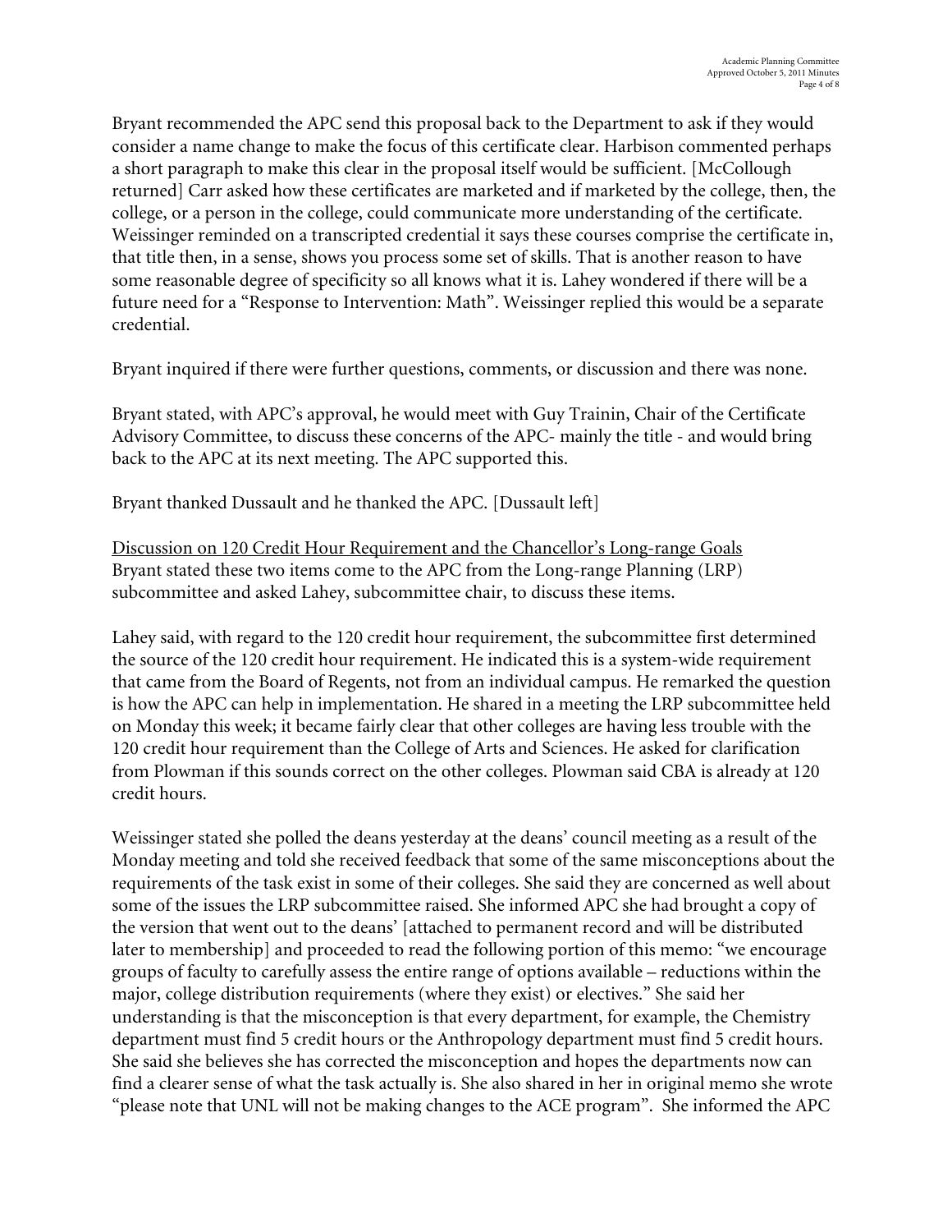Bryant recommended the APC send this proposal back to the Department to ask if they would consider a name change to make the focus of this certificate clear. Harbison commented perhaps a short paragraph to make this clear in the proposal itself would be sufficient. [McCollough returned] Carr asked how these certificates are marketed and if marketed by the college, then, the college, or a person in the college, could communicate more understanding of the certificate. Weissinger reminded on a transcripted credential it says these courses comprise the certificate in, that title then, in a sense, shows you process some set of skills. That is another reason to have some reasonable degree of specificity so all knows what it is. Lahey wondered if there will be a future need for a "Response to Intervention: Math". Weissinger replied this would be a separate credential.

Bryant inquired if there were further questions, comments, or discussion and there was none.

Bryant stated, with APC's approval, he would meet with Guy Trainin, Chair of the Certificate Advisory Committee, to discuss these concerns of the APC- mainly the title - and would bring back to the APC at its next meeting. The APC supported this.

Bryant thanked Dussault and he thanked the APC. [Dussault left]

<u>Discussion on 120 Credit Hour Requirement and the Chancellor's Long-range Goals</u>
Bryant stated these two items come to the APC from the Long-range Planning (LRP) subcommittee and asked Lahey, subcommittee chair, to discuss these items.

Lahey said, with regard to the 120 credit hour requirement, the subcommittee first determined the source of the 120 credit hour requirement. He indicated this is a system-wide requirement that came from the Board of Regents, not from an individual campus. He remarked the question is how the APC can help in implementation. He shared in a meeting the LRP subcommittee held on Monday this week; it became fairly clear that other colleges are having less trouble with the 120 credit hour requirement than the College of Arts and Sciences. He asked for clarification from Plowman if this sounds correct on the other colleges. Plowman said CBA is already at 120 credit hours.

Weissinger stated she polled the deans yesterday at the deans' council meeting as a result of the Monday meeting and told she received feedback that some of the same misconceptions about the requirements of the task exist in some of their colleges. She said they are concerned as well about some of the issues the LRP subcommittee raised. She informed APC she had brought a copy of the version that went out to the deans' [attached to permanent record and will be distributed later to membership] and proceeded to read the following portion of this memo: "we encourage groups of faculty to carefully assess the entire range of options available – reductions within the major, college distribution requirements (where they exist) or electives." She said her understanding is that the misconception is that every department, for example, the Chemistry department must find 5 credit hours or the Anthropology department must find 5 credit hours. She said she believes she has corrected the misconception and hopes the departments now can find a clearer sense of what the task actually is. She also shared in her in original memo she wrote "please note that UNL will not be making changes to the ACE program". She informed the APC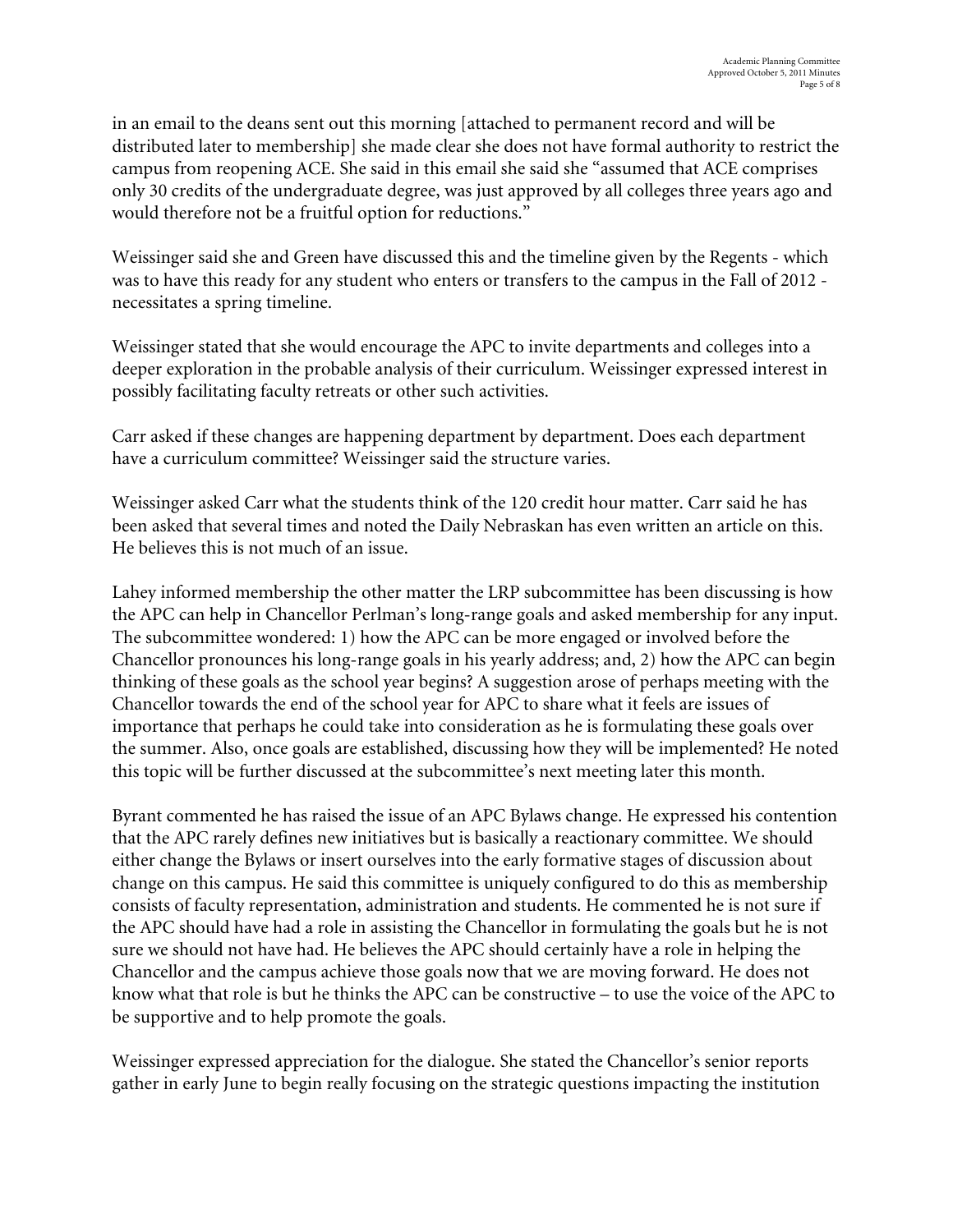in an email to the deans sent out this morning [attached to permanent record and will be distributed later to membership] she made clear she does not have formal authority to restrict the campus from reopening ACE. She said in this email she said she "assumed that ACE comprises only 30 credits of the undergraduate degree, was just approved by all colleges three years ago and would therefore not be a fruitful option for reductions."

Weissinger said she and Green have discussed this and the timeline given by the Regents - which was to have this ready for any student who enters or transfers to the campus in the Fall of 2012 - necessitates a spring timeline.

Weissinger stated that she would encourage the APC to invite departments and colleges into a deeper exploration in the probable analysis of their curriculum. Weissinger expressed interest in possibly facilitating faculty retreats or other such activities.

Carr asked if these changes are happening department by department. Does each department have a curriculum committee? Weissinger said the structure varies.

Weissinger asked Carr what the students think of the 120 credit hour matter. Carr said he has been asked that several times and noted the Daily Nebraskan has even written an article on this. He believes this is not much of an issue.

Lahey informed membership the other matter the LRP subcommittee has been discussing is how the APC can help in Chancellor Perlman's long-range goals and asked membership for any input. The subcommittee wondered: 1) how the APC can be more engaged or involved before the Chancellor pronounces his long-range goals in his yearly address; and, 2) how the APC can begin thinking of these goals as the school year begins? A suggestion arose of perhaps meeting with the Chancellor towards the end of the school year for APC to share what it feels are issues of importance that perhaps he could take into consideration as he is formulating these goals over the summer. Also, once goals are established, discussing how they will be implemented? He noted this topic will be further discussed at the subcommittee's next meeting later this month.

Byrant commented he has raised the issue of an APC Bylaws change. He expressed his contention that the APC rarely defines new initiatives but is basically a reactionary committee. We should either change the Bylaws or insert ourselves into the early formative stages of discussion about change on this campus. He said this committee is uniquely configured to do this as membership consists of faculty representation, administration and students. He commented he is not sure if the APC should have had a role in assisting the Chancellor in formulating the goals but he is not sure we should not have had. He believes the APC should certainly have a role in helping the Chancellor and the campus achieve those goals now that we are moving forward. He does not know what that role is but he thinks the APC can be constructive – to use the voice of the APC to be supportive and to help promote the goals.

Weissinger expressed appreciation for the dialogue. She stated the Chancellor's senior reports gather in early June to begin really focusing on the strategic questions impacting the institution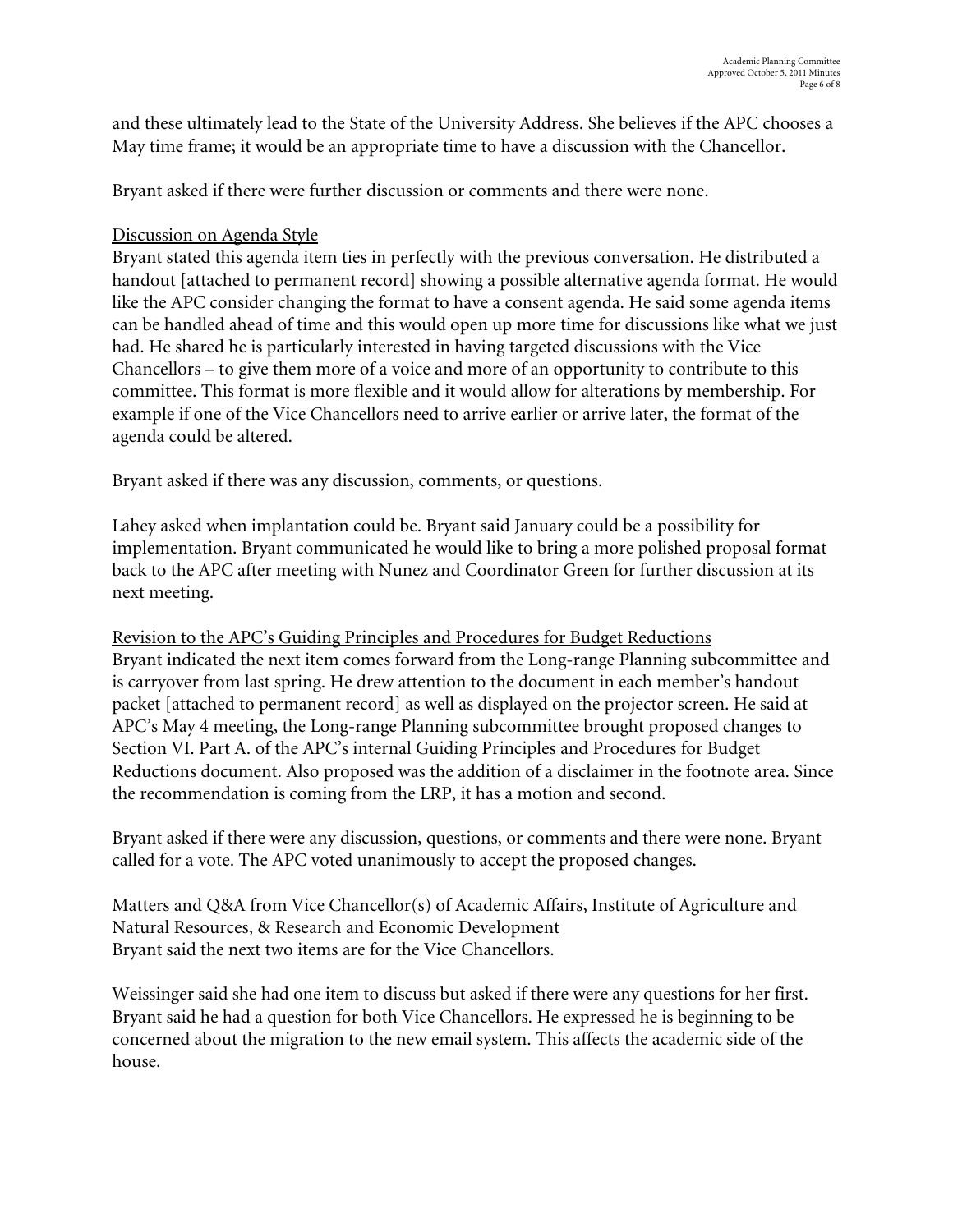and these ultimately lead to the State of the University Address. She believes if the APC chooses a May time frame; it would be an appropriate time to have a discussion with the Chancellor.

Bryant asked if there were further discussion or comments and there were none.

Discussion on Agenda Style

Bryant stated this agenda item ties in perfectly with the previous conversation. He distributed a handout [attached to permanent record] showing a possible alternative agenda format. He would like the APC consider changing the format to have a consent agenda. He said some agenda items can be handled ahead of time and this would open up more time for discussions like what we just had. He shared he is particularly interested in having targeted discussions with the Vice Chancellors – to give them more of a voice and more of an opportunity to contribute to this committee. This format is more flexible and it would allow for alterations by membership. For example if one of the Vice Chancellors need to arrive earlier or arrive later, the format of the agenda could be altered.

Bryant asked if there was any discussion, comments, or questions.

Lahey asked when implantation could be. Bryant said January could be a possibility for implementation. Bryant communicated he would like to bring a more polished proposal format back to the APC after meeting with Nunez and Coordinator Green for further discussion at its next meeting.

Revision to the APC's Guiding Principles and Procedures for Budget Reductions

Bryant indicated the next item comes forward from the Long-range Planning subcommittee and is carryover from last spring. He drew attention to the document in each member's handout packet [attached to permanent record] as well as displayed on the projector screen. He said at APC's May 4 meeting, the Long-range Planning subcommittee brought proposed changes to Section VI. Part A. of the APC's internal Guiding Principles and Procedures for Budget Reductions document. Also proposed was the addition of a disclaimer in the footnote area. Since the recommendation is coming from the LRP, it has a motion and second.

Bryant asked if there were any discussion, questions, or comments and there were none. Bryant called for a vote. The APC voted unanimously to accept the proposed changes.

Matters and Q&A from Vice Chancellor(s) of Academic Affairs, Institute of Agriculture and Natural Resources, & Research and Economic Development

Bryant said the next two items are for the Vice Chancellors.

Weissinger said she had one item to discuss but asked if there were any questions for her first. Bryant said he had a question for both Vice Chancellors. He expressed he is beginning to be concerned about the migration to the new email system. This affects the academic side of the house.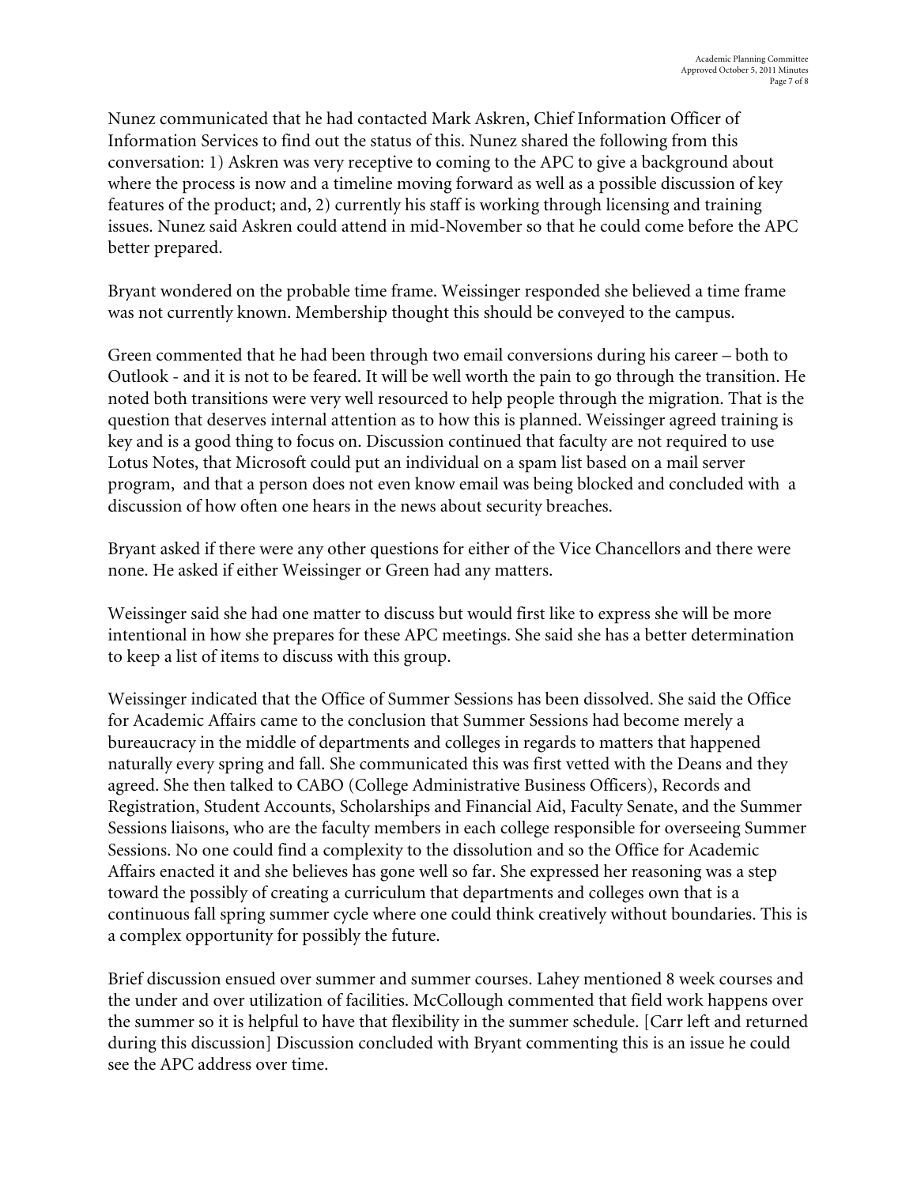Nunez communicated that he had contacted Mark Askren, Chief Information Officer of Information Services to find out the status of this. Nunez shared the following from this conversation: 1) Askren was very receptive to coming to the APC to give a background about where the process is now and a timeline moving forward as well as a possible discussion of key features of the product; and, 2) currently his staff is working through licensing and training issues. Nunez said Askren could attend in mid-November so that he could come before the APC better prepared.

Bryant wondered on the probable time frame. Weissinger responded she believed a time frame was not currently known. Membership thought this should be conveyed to the campus.

Green commented that he had been through two email conversions during his career – both to Outlook - and it is not to be feared. It will be well worth the pain to go through the transition. He noted both transitions were very well resourced to help people through the migration. That is the question that deserves internal attention as to how this is planned. Weissinger agreed training is key and is a good thing to focus on. Discussion continued that faculty are not required to use Lotus Notes, that Microsoft could put an individual on a spam list based on a mail server program, and that a person does not even know email was being blocked and concluded with a discussion of how often one hears in the news about security breaches.

Bryant asked if there were any other questions for either of the Vice Chancellors and there were none. He asked if either Weissinger or Green had any matters.

Weissinger said she had one matter to discuss but would first like to express she will be more intentional in how she prepares for these APC meetings. She said she has a better determination to keep a list of items to discuss with this group.

Weissinger indicated that the Office of Summer Sessions has been dissolved. She said the Office for Academic Affairs came to the conclusion that Summer Sessions had become merely a bureaucracy in the middle of departments and colleges in regards to matters that happened naturally every spring and fall. She communicated this was first vetted with the Deans and they agreed. She then talked to CABO (College Administrative Business Officers), Records and Registration, Student Accounts, Scholarships and Financial Aid, Faculty Senate, and the Summer Sessions liaisons, who are the faculty members in each college responsible for overseeing Summer Sessions. No one could find a complexity to the dissolution and so the Office for Academic Affairs enacted it and she believes has gone well so far. She expressed her reasoning was a step toward the possibly of creating a curriculum that departments and colleges own that is a continuous fall spring summer cycle where one could think creatively without boundaries. This is a complex opportunity for possibly the future.

Brief discussion ensued over summer and summer courses. Lahey mentioned 8 week courses and the under and over utilization of facilities. McCollough commented that field work happens over the summer so it is helpful to have that flexibility in the summer schedule. [Carr left and returned during this discussion] Discussion concluded with Bryant commenting this is an issue he could see the APC address over time.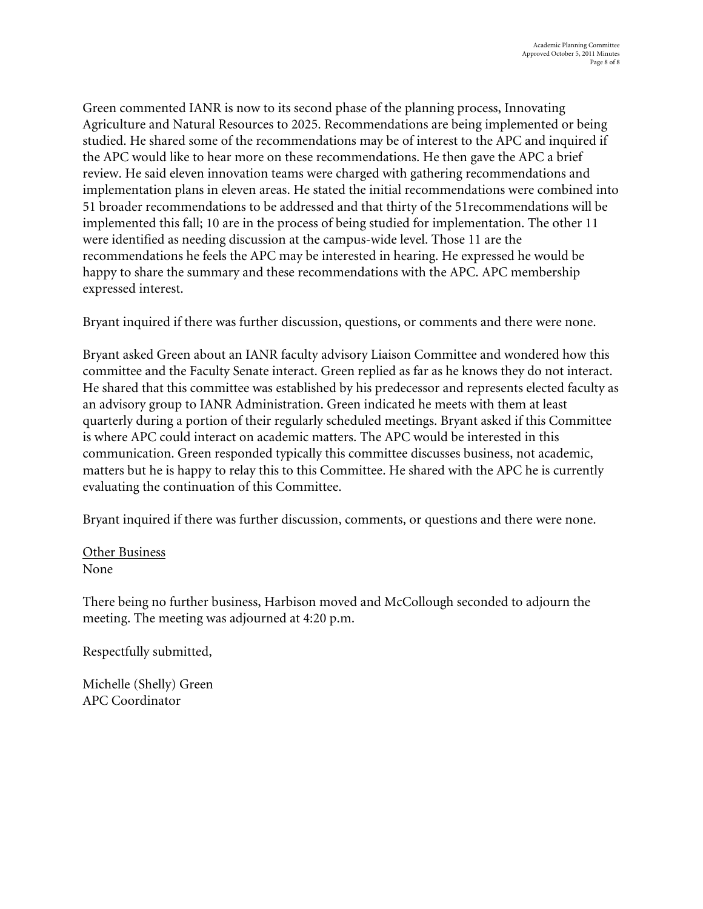Green commented IANR is now to its second phase of the planning process, Innovating Agriculture and Natural Resources to 2025. Recommendations are being implemented or being studied. He shared some of the recommendations may be of interest to the APC and inquired if the APC would like to hear more on these recommendations. He then gave the APC a brief review. He said eleven innovation teams were charged with gathering recommendations and implementation plans in eleven areas. He stated the initial recommendations were combined into 51 broader recommendations to be addressed and that thirty of the 51recommendations will be implemented this fall; 10 are in the process of being studied for implementation. The other 11 were identified as needing discussion at the campus-wide level. Those 11 are the recommendations he feels the APC may be interested in hearing. He expressed he would be happy to share the summary and these recommendations with the APC. APC membership expressed interest.

Bryant inquired if there was further discussion, questions, or comments and there were none.

Bryant asked Green about an IANR faculty advisory Liaison Committee and wondered how this committee and the Faculty Senate interact. Green replied as far as he knows they do not interact. He shared that this committee was established by his predecessor and represents elected faculty as an advisory group to IANR Administration. Green indicated he meets with them at least quarterly during a portion of their regularly scheduled meetings. Bryant asked if this Committee is where APC could interact on academic matters. The APC would be interested in this communication. Green responded typically this committee discusses business, not academic, matters but he is happy to relay this to this Committee. He shared with the APC he is currently evaluating the continuation of this Committee.

Bryant inquired if there was further discussion, comments, or questions and there were none.

<u>Other Business</u>
None

There being no further business, Harbison moved and McCollough seconded to adjourn the meeting. The meeting was adjourned at 4:20 p.m.

Respectfully submitted,

Michelle (Shelly) Green
APC Coordinator